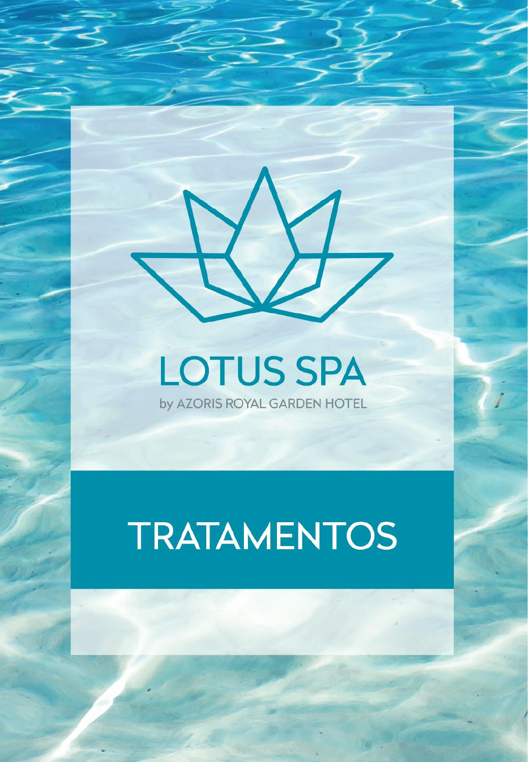# LOTUS SPA

by AZORIS ROYAL GARDEN HOTEL

# TRATAMENTOS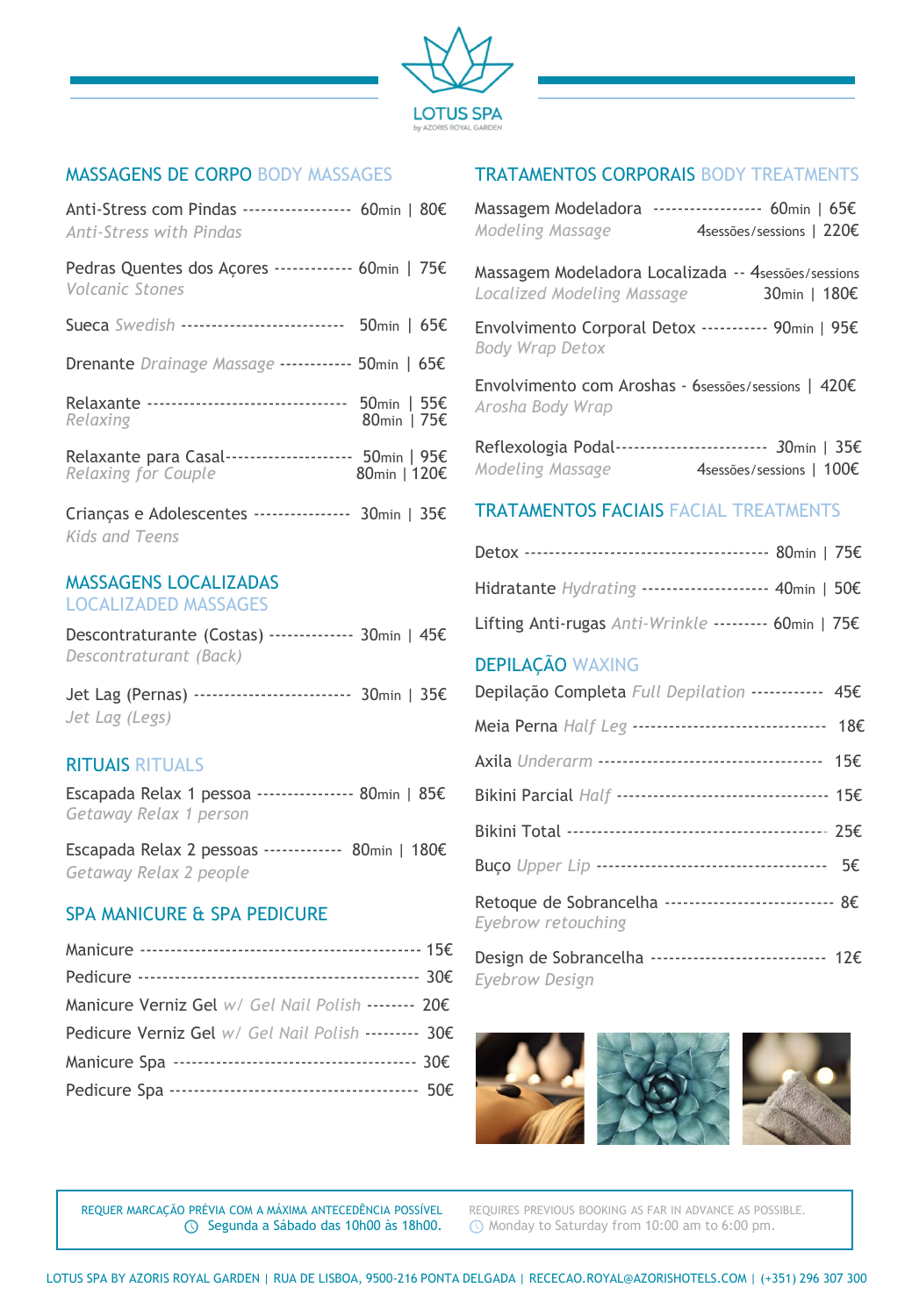# LOTUS SPA

by AZORIS ROYAL GARDEN

## MASSAGENS DE CORPO BODY MASSAGES

| Serviço | Duração | Preço |
|---|---|---|
| Anti-Stress com Pindas *Anti-Stress with Pindas* | 60min | 80€ |
| Pedras Quentes dos Açores *Volcanic Stones* | 60min | 75€ |
| Sueca *Swedish* | 50min | 65€ |
| Drenante *Drainage Massage* | 50min | 65€ |
| Relaxante *Relaxing* | 50min | 55€ |
| | 80min | 75€ |
| Relaxante para Casal *Relaxing for Couple* | 50min | 95€ |
| | 80min | 120€ |
| Crianças e Adolescentes *Kids and Teens* | 30min | 35€ |

## MASSAGENS LOCALIZADAS LOCALIZADED MASSAGES

| Serviço | Duração | Preço |
|---|---|---|
| Descontraturante (Costas) *Descontraturant (Back)* | 30min | 45€ |
| Jet Lag (Pernas) *Jet Lag (Legs)* | 30min | 35€ |

## RITUAIS RITUALS

| Serviço | Duração | Preço |
|---|---|---|
| Escapada Relax 1 pessoa *Getaway Relax 1 person* | 80min | 85€ |
| Escapada Relax 2 pessoas *Getaway Relax 2 people* | 80min | 180€ |

## SPA MANICURE & SPA PEDICURE

| Serviço | Preço |
|---|---|
| Manicure | 15€ |
| Pedicure | 30€ |
| Manicure Verniz Gel *w/ Gel Nail Polish* | 20€ |
| Pedicure Verniz Gel *w/ Gel Nail Polish* | 30€ |
| Manicure Spa | 30€ |
| Pedicure Spa | 50€ |

## TRATAMENTOS CORPORAIS BODY TREATMENTS

| Serviço | Duração | Preço |
|---|---|---|
| Massagem Modeladora *Modeling Massage* | 60min | 65€ |
| | 4sessões/sessions | 220€ |
| Massagem Modeladora Localizada *Localized Modeling Massage* | 4sessões/sessions | |
| | 30min | 180€ |
| Envolvimento Corporal Detox *Body Wrap Detox* | 90min | 95€ |
| Envolvimento com Aroshas *Arosha Body Wrap* | 6sessões/sessions | 420€ |
| Reflexologia Podal *Modeling Massage* | 30min | 35€ |
| | 4sessões/sessions | 100€ |

## TRATAMENTOS FACIAIS FACIAL TREATMENTS

| Serviço | Duração | Preço |
|---|---|---|
| Detox | 80min | 75€ |
| Hidratante *Hydrating* | 40min | 50€ |
| Lifting Anti-rugas *Anti-Wrinkle* | 60min | 75€ |

## DEPILAÇÃO WAXING

| Serviço | Preço |
|---|---|
| Depilação Completa *Full Depilation* | 45€ |
| Meia Perna *Half Leg* | 18€ |
| Axila *Underarm* | 15€ |
| Bikini Parcial *Half* | 15€ |
| Bikini Total | 25€ |
| Buço *Upper Lip* | 5€ |
| Retoque de Sobrancelha *Eyebrow retouching* | 8€ |
| Design de Sobrancelha *Eyebrow Design* | 12€ |

REQUER MARCAÇÃO PRÉVIA COM A MÁXIMA ANTECEDÊNCIA POSSÍVEL
Segunda a Sábado das 10h00 às 18h00.

REQUIRES PREVIOUS BOOKING AS FAR IN ADVANCE AS POSSIBLE.
Monday to Saturday from 10:00 am to 6:00 pm.

LOTUS SPA BY AZORIS ROYAL GARDEN | RUA DE LISBOA, 9500-216 PONTA DELGADA | RECECAO.ROYAL@AZORISHOTELS.COM | (+351) 296 307 300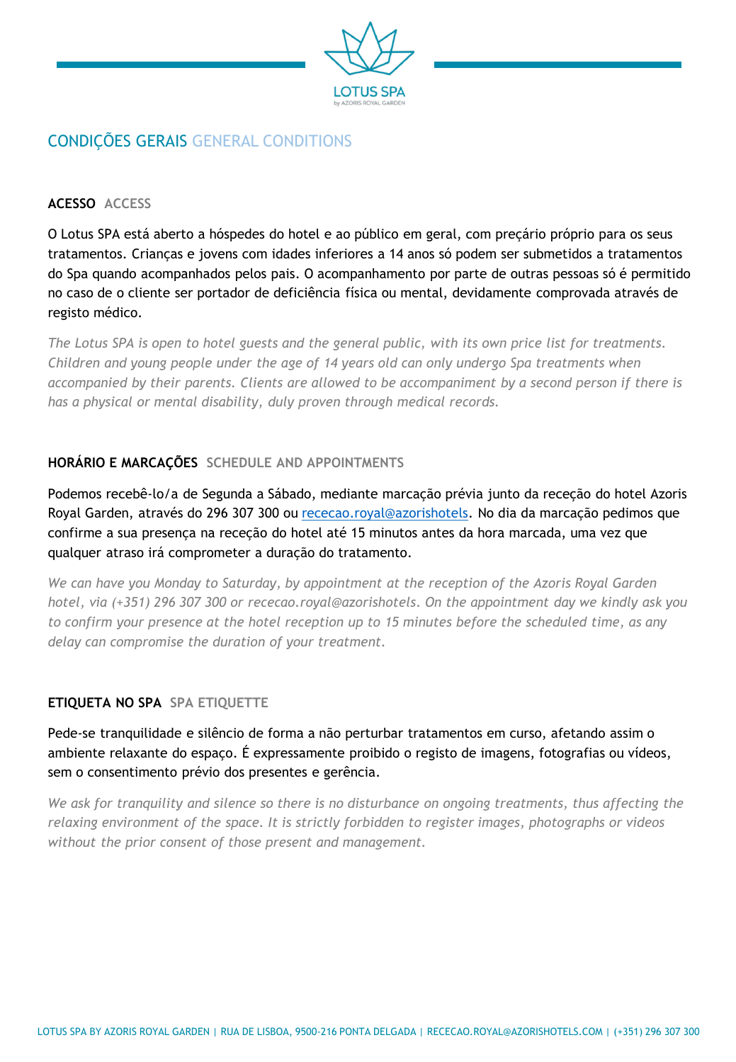LOTUS SPA
by AZORIS ROYAL GARDEN

# CONDIÇÕES GERAIS GENERAL CONDITIONS

## ACESSO ACCESS

O Lotus SPA está aberto a hóspedes do hotel e ao público em geral, com preçário próprio para os seus tratamentos. Crianças e jovens com idades inferiores a 14 anos só podem ser submetidos a tratamentos do Spa quando acompanhados pelos pais. O acompanhamento por parte de outras pessoas só é permitido no caso de o cliente ser portador de deficiência física ou mental, devidamente comprovada através de registo médico.

*The Lotus SPA is open to hotel guests and the general public, with its own price list for treatments. Children and young people under the age of 14 years old can only undergo Spa treatments when accompanied by their parents. Clients are allowed to be accompaniment by a second person if there is has a physical or mental disability, duly proven through medical records.*

## HORÁRIO E MARCAÇÕES SCHEDULE AND APPOINTMENTS

Podemos recebê-lo/a de Segunda a Sábado, mediante marcação prévia junto da receção do hotel Azoris Royal Garden, através do 296 307 300 ou [rececao.royal@azorishotels](mailto:rececao.royal@azorishotels). No dia da marcação pedimos que confirme a sua presença na receção do hotel até 15 minutos antes da hora marcada, uma vez que qualquer atraso irá comprometer a duração do tratamento.

*We can have you Monday to Saturday, by appointment at the reception of the Azoris Royal Garden hotel, via (+351) 296 307 300 or rececao.royal@azorishotels. On the appointment day we kindly ask you to confirm your presence at the hotel reception up to 15 minutes before the scheduled time, as any delay can compromise the duration of your treatment.*

## ETIQUETA NO SPA SPA ETIQUETTE

Pede-se tranquilidade e silêncio de forma a não perturbar tratamentos em curso, afetando assim o ambiente relaxante do espaço. É expressamente proibido o registo de imagens, fotografias ou vídeos, sem o consentimento prévio dos presentes e gerência.

*We ask for tranquility and silence so there is no disturbance on ongoing treatments, thus affecting the relaxing environment of the space. It is strictly forbidden to register images, photographs or videos without the prior consent of those present and management.*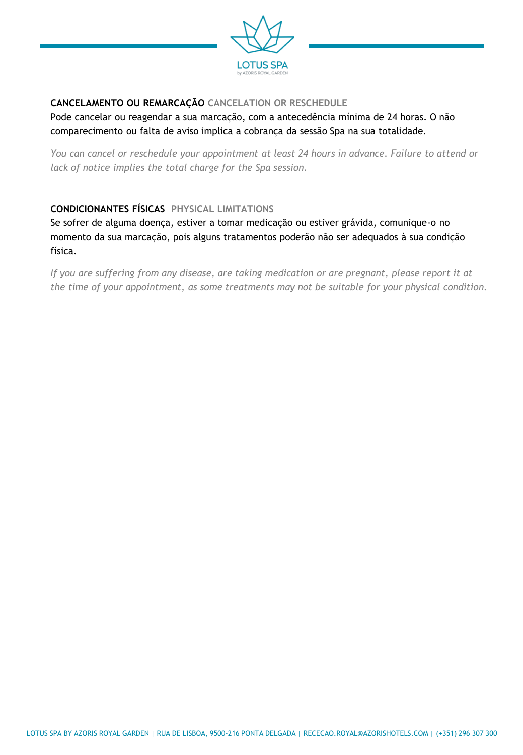## CANCELAMENTO OU REMARCAÇÃO CANCELATION OR RESCHEDULE

Pode cancelar ou reagendar a sua marcação, com a antecedência mínima de 24 horas. O não comparecimento ou falta de aviso implica a cobrança da sessão Spa na sua totalidade.

*You can cancel or reschedule your appointment at least 24 hours in advance. Failure to attend or lack of notice implies the total charge for the Spa session.*

## CONDICIONANTES FÍSICAS PHYSICAL LIMITATIONS

Se sofrer de alguma doença, estiver a tomar medicação ou estiver grávida, comunique-o no momento da sua marcação, pois alguns tratamentos poderão não ser adequados à sua condição física.

*If you are suffering from any disease, are taking medication or are pregnant, please report it at the time of your appointment, as some treatments may not be suitable for your physical condition.*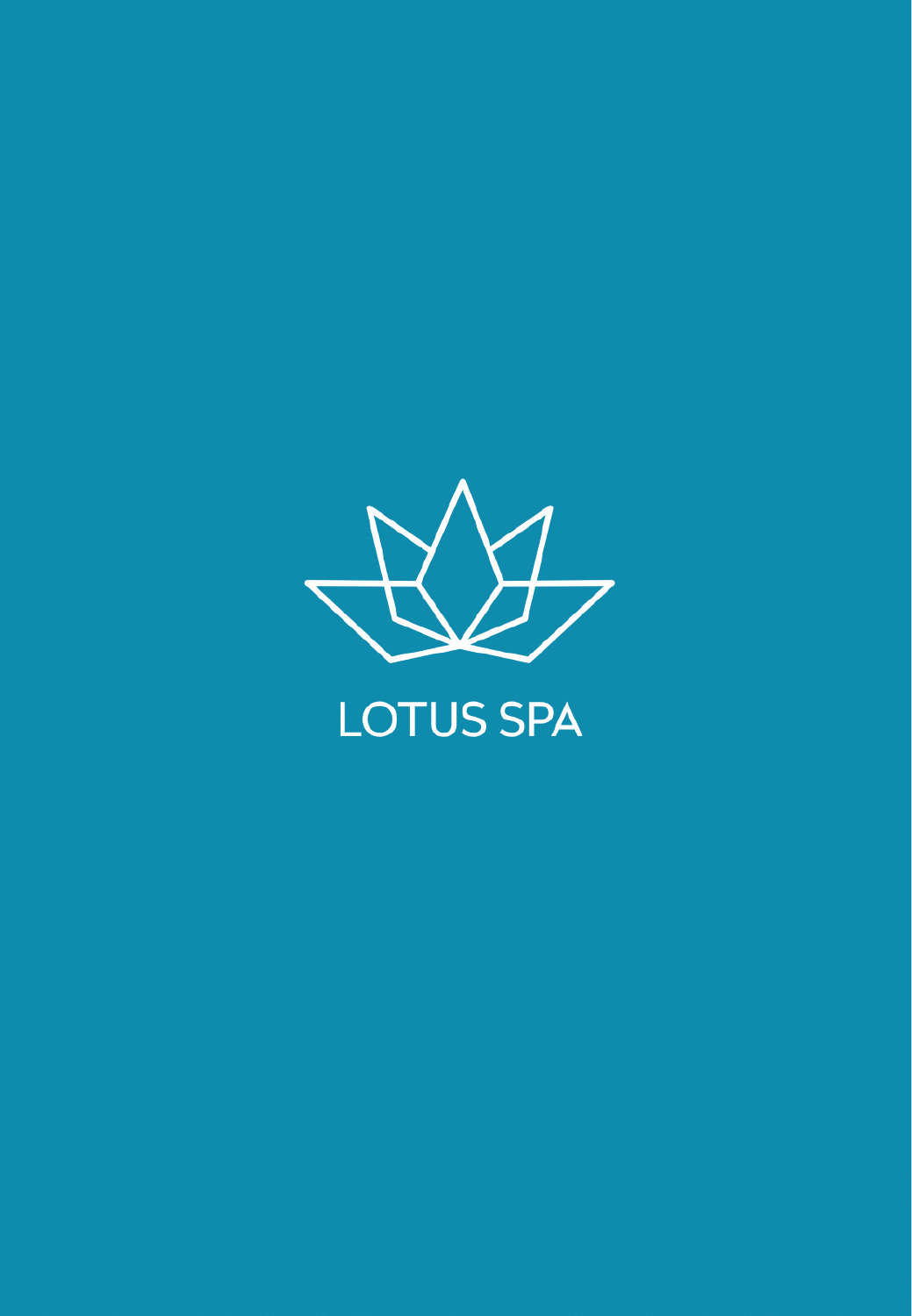LOTUS SPA